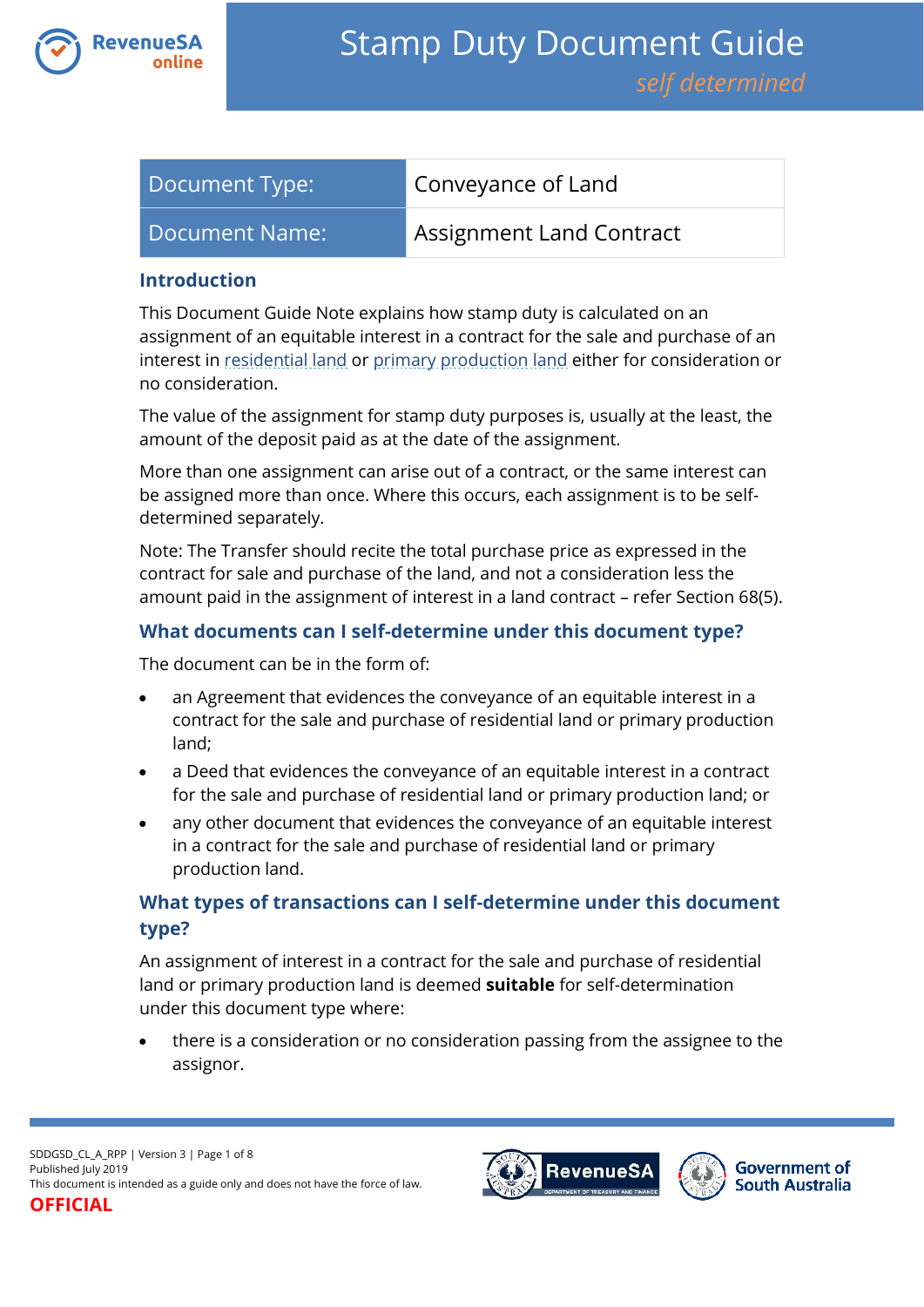# Stamp Duty Document Guide

*self determined*

| Document Type: | Conveyance of Land |
| --- | --- |
| Document Name: | Assignment Land Contract |

## Introduction

This Document Guide Note explains how stamp duty is calculated on an assignment of an equitable interest in a contract for the sale and purchase of an interest in residential land or primary production land either for consideration or no consideration.

The value of the assignment for stamp duty purposes is, usually at the least, the amount of the deposit paid as at the date of the assignment.

More than one assignment can arise out of a contract, or the same interest can be assigned more than once. Where this occurs, each assignment is to be self-determined separately.

Note: The Transfer should recite the total purchase price as expressed in the contract for sale and purchase of the land, and not a consideration less the amount paid in the assignment of interest in a land contract – refer Section 68(5).

## What documents can I self-determine under this document type?

The document can be in the form of:

- an Agreement that evidences the conveyance of an equitable interest in a contract for the sale and purchase of residential land or primary production land;
- a Deed that evidences the conveyance of an equitable interest in a contract for the sale and purchase of residential land or primary production land; or
- any other document that evidences the conveyance of an equitable interest in a contract for the sale and purchase of residential land or primary production land.

## What types of transactions can I self-determine under this document type?

An assignment of interest in a contract for the sale and purchase of residential land or primary production land is deemed **suitable** for self-determination under this document type where:

- there is a consideration or no consideration passing from the assignee to the assignor.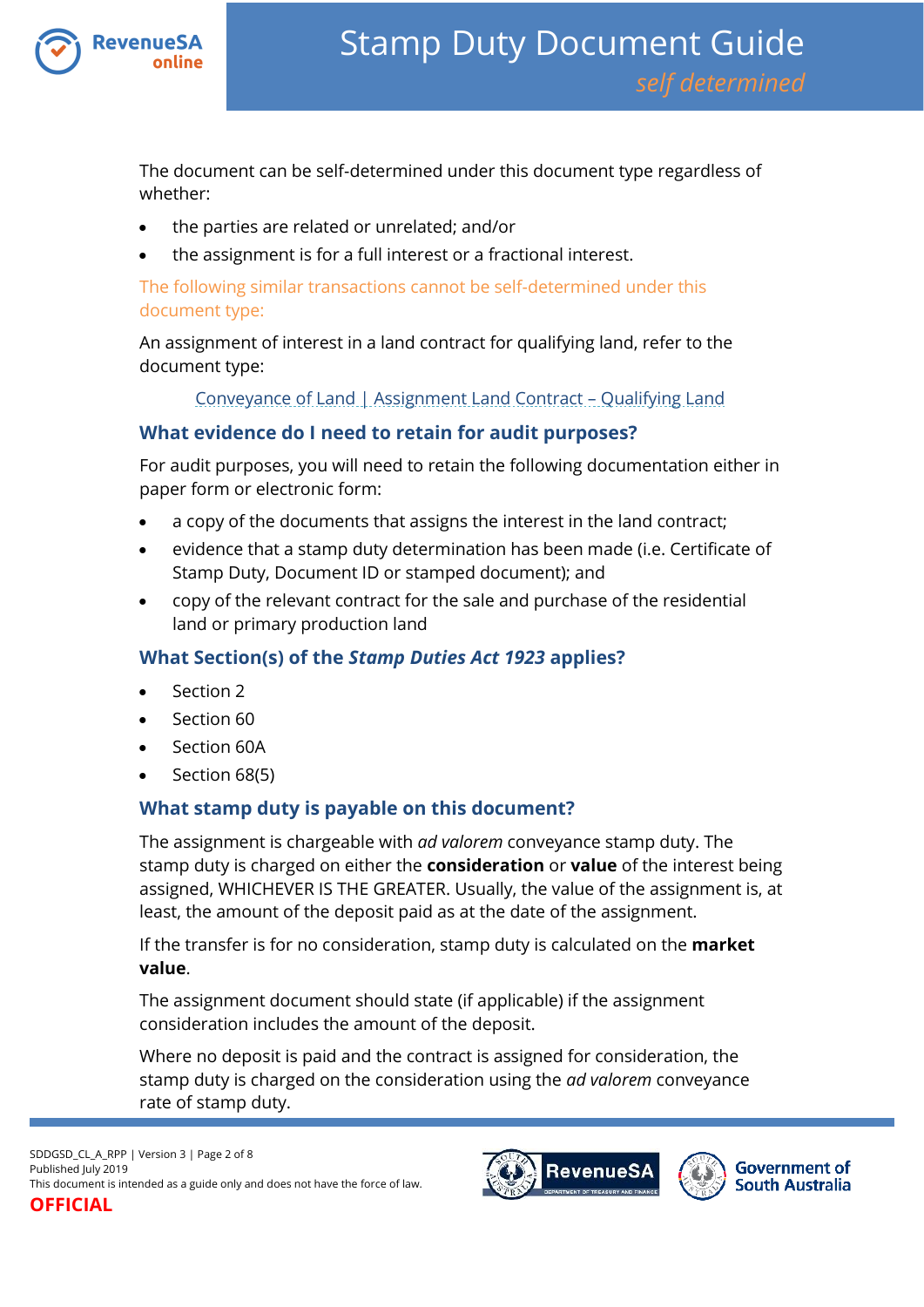The document can be self-determined under this document type regardless of whether:

- the parties are related or unrelated; and/or
- the assignment is for a full interest or a fractional interest.

The following similar transactions cannot be self-determined under this document type:

An assignment of interest in a land contract for qualifying land, refer to the document type:

Conveyance of Land | Assignment Land Contract – Qualifying Land

## What evidence do I need to retain for audit purposes?

For audit purposes, you will need to retain the following documentation either in paper form or electronic form:

- a copy of the documents that assigns the interest in the land contract;
- evidence that a stamp duty determination has been made (i.e. Certificate of Stamp Duty, Document ID or stamped document); and
- copy of the relevant contract for the sale and purchase of the residential land or primary production land

## What Section(s) of the *Stamp Duties Act 1923* applies?

- Section 2
- Section 60
- Section 60A
- Section 68(5)

## What stamp duty is payable on this document?

The assignment is chargeable with *ad valorem* conveyance stamp duty. The stamp duty is charged on either the **consideration** or **value** of the interest being assigned, WHICHEVER IS THE GREATER. Usually, the value of the assignment is, at least, the amount of the deposit paid as at the date of the assignment.

If the transfer is for no consideration, stamp duty is calculated on the **market value**.

The assignment document should state (if applicable) if the assignment consideration includes the amount of the deposit.

Where no deposit is paid and the contract is assigned for consideration, the stamp duty is charged on the consideration using the *ad valorem* conveyance rate of stamp duty.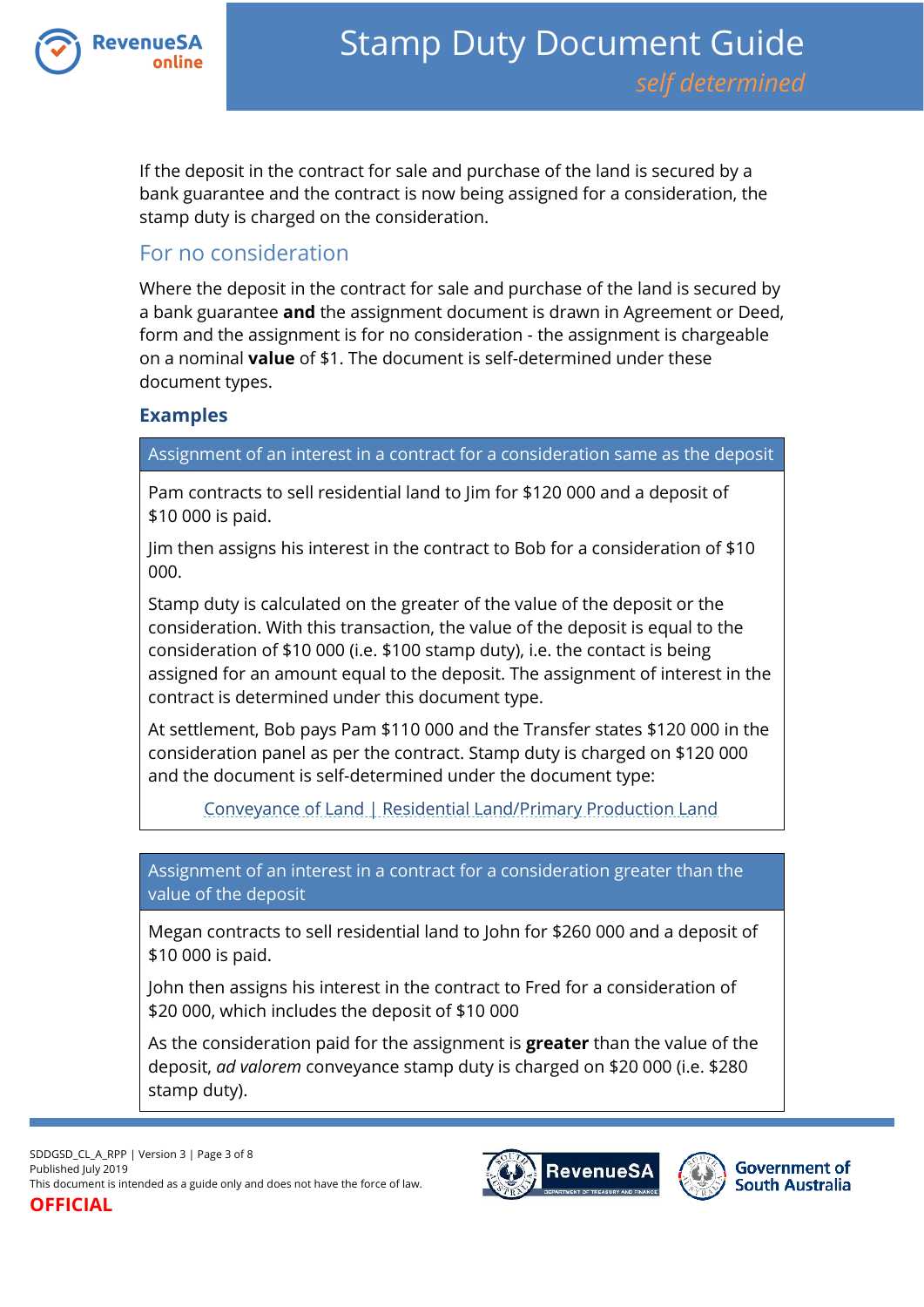If the deposit in the contract for sale and purchase of the land is secured by a bank guarantee and the contract is now being assigned for a consideration, the stamp duty is charged on the consideration.

## For no consideration

Where the deposit in the contract for sale and purchase of the land is secured by a bank guarantee **and** the assignment document is drawn in Agreement or Deed, form and the assignment is for no consideration - the assignment is chargeable on a nominal **value** of $1. The document is self-determined under these document types.

### Examples

| Assignment of an interest in a contract for a consideration same as the deposit |
| --- |
| Pam contracts to sell residential land to Jim for $120 000 and a deposit of $10 000 is paid.<br><br>Jim then assigns his interest in the contract to Bob for a consideration of $10 000.<br><br>Stamp duty is calculated on the greater of the value of the deposit or the consideration. With this transaction, the value of the deposit is equal to the consideration of $10 000 (i.e. $100 stamp duty), i.e. the contact is being assigned for an amount equal to the deposit. The assignment of interest in the contract is determined under this document type.<br><br>At settlement, Bob pays Pam $110 000 and the Transfer states $120 000 in the consideration panel as per the contract. Stamp duty is charged on $120 000 and the document is self-determined under the document type:<br><br>Conveyance of Land \| Residential Land/Primary Production Land |

| Assignment of an interest in a contract for a consideration greater than the value of the deposit |
| --- |
| Megan contracts to sell residential land to John for $260 000 and a deposit of $10 000 is paid.<br><br>John then assigns his interest in the contract to Fred for a consideration of $20 000, which includes the deposit of $10 000<br><br>As the consideration paid for the assignment is **greater** than the value of the deposit, *ad valorem* conveyance stamp duty is charged on $20 000 (i.e. $280 stamp duty). |

SDDGSD_CL_A_RPP | Version 3
Published July 2019
This document is intended as a guide only and does not have the force of law.
**OFFICIAL**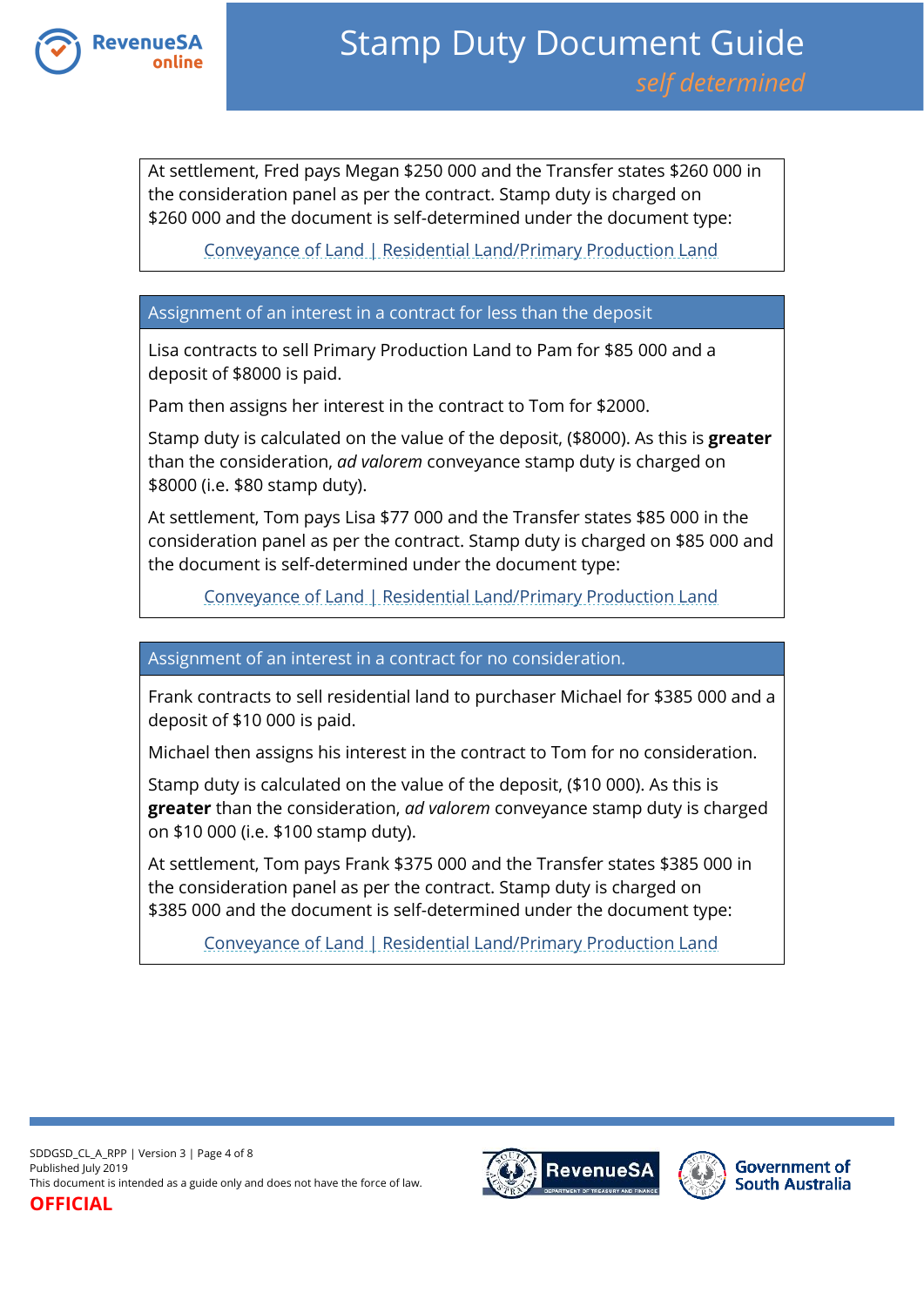At settlement, Fred pays Megan $250 000 and the Transfer states $260 000 in the consideration panel as per the contract. Stamp duty is charged on $260 000 and the document is self-determined under the document type:

Conveyance of Land | Residential Land/Primary Production Land

### Assignment of an interest in a contract for less than the deposit

Lisa contracts to sell Primary Production Land to Pam for $85 000 and a deposit of $8000 is paid.

Pam then assigns her interest in the contract to Tom for $2000.

Stamp duty is calculated on the value of the deposit, ($8000). As this is **greater** than the consideration, *ad valorem* conveyance stamp duty is charged on $8000 (i.e. $80 stamp duty).

At settlement, Tom pays Lisa $77 000 and the Transfer states $85 000 in the consideration panel as per the contract. Stamp duty is charged on $85 000 and the document is self-determined under the document type:

Conveyance of Land | Residential Land/Primary Production Land

### Assignment of an interest in a contract for no consideration.

Frank contracts to sell residential land to purchaser Michael for $385 000 and a deposit of $10 000 is paid.

Michael then assigns his interest in the contract to Tom for no consideration.

Stamp duty is calculated on the value of the deposit, ($10 000). As this is **greater** than the consideration, *ad valorem* conveyance stamp duty is charged on $10 000 (i.e. $100 stamp duty).

At settlement, Tom pays Frank $375 000 and the Transfer states $385 000 in the consideration panel as per the contract. Stamp duty is charged on $385 000 and the document is self-determined under the document type:

Conveyance of Land | Residential Land/Primary Production Land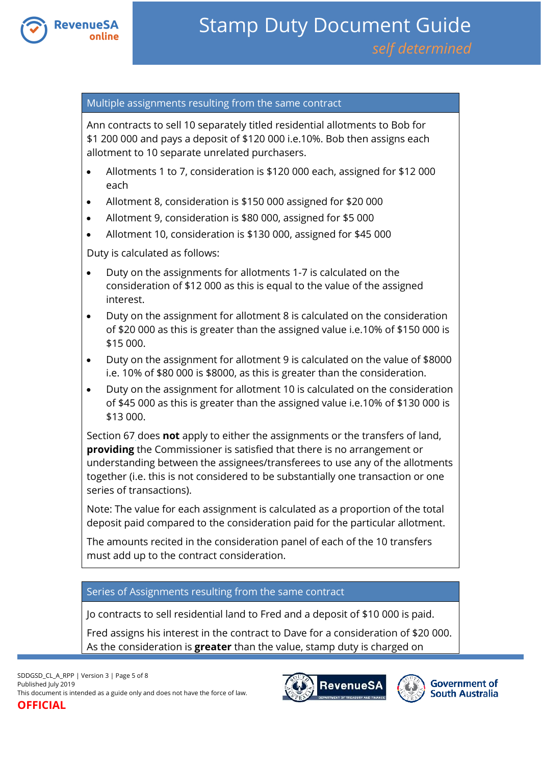## Multiple assignments resulting from the same contract

Ann contracts to sell 10 separately titled residential allotments to Bob for $1 200 000 and pays a deposit of $120 000 i.e.10%. Bob then assigns each allotment to 10 separate unrelated purchasers.

- Allotments 1 to 7, consideration is $120 000 each, assigned for $12 000 each
- Allotment 8, consideration is $150 000 assigned for $20 000
- Allotment 9, consideration is $80 000, assigned for $5 000
- Allotment 10, consideration is $130 000, assigned for $45 000

Duty is calculated as follows:

- Duty on the assignments for allotments 1-7 is calculated on the consideration of $12 000 as this is equal to the value of the assigned interest.
- Duty on the assignment for allotment 8 is calculated on the consideration of $20 000 as this is greater than the assigned value i.e.10% of $150 000 is $15 000.
- Duty on the assignment for allotment 9 is calculated on the value of $8000 i.e. 10% of $80 000 is $8000, as this is greater than the consideration.
- Duty on the assignment for allotment 10 is calculated on the consideration of $45 000 as this is greater than the assigned value i.e.10% of $130 000 is $13 000.

Section 67 does **not** apply to either the assignments or the transfers of land, **providing** the Commissioner is satisfied that there is no arrangement or understanding between the assignees/transferees to use any of the allotments together (i.e. this is not considered to be substantially one transaction or one series of transactions).

Note: The value for each assignment is calculated as a proportion of the total deposit paid compared to the consideration paid for the particular allotment.

The amounts recited in the consideration panel of each of the 10 transfers must add up to the contract consideration.

## Series of Assignments resulting from the same contract

Jo contracts to sell residential land to Fred and a deposit of $10 000 is paid.

Fred assigns his interest in the contract to Dave for a consideration of $20 000. As the consideration is **greater** than the value, stamp duty is charged on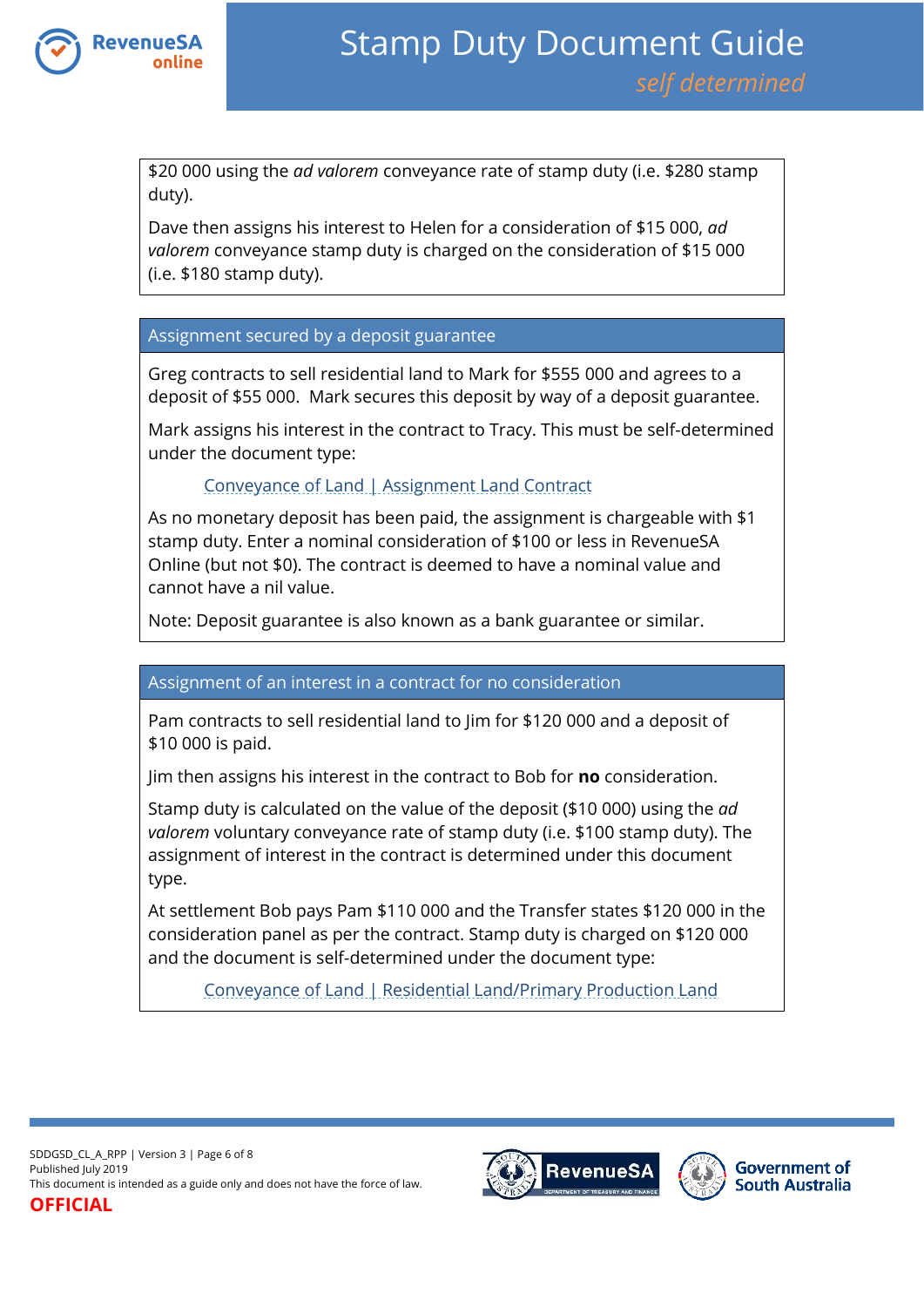$20 000 using the *ad valorem* conveyance rate of stamp duty (i.e. $280 stamp duty).

Dave then assigns his interest to Helen for a consideration of $15 000, *ad valorem* conveyance stamp duty is charged on the consideration of $15 000 (i.e. $180 stamp duty).

### Assignment secured by a deposit guarantee

Greg contracts to sell residential land to Mark for $555 000 and agrees to a deposit of $55 000. Mark secures this deposit by way of a deposit guarantee.

Mark assigns his interest in the contract to Tracy. This must be self-determined under the document type:

Conveyance of Land | Assignment Land Contract

As no monetary deposit has been paid, the assignment is chargeable with $1 stamp duty. Enter a nominal consideration of $100 or less in RevenueSA Online (but not $0). The contract is deemed to have a nominal value and cannot have a nil value.

Note: Deposit guarantee is also known as a bank guarantee or similar.

### Assignment of an interest in a contract for no consideration

Pam contracts to sell residential land to Jim for $120 000 and a deposit of $10 000 is paid.

Jim then assigns his interest in the contract to Bob for **no** consideration.

Stamp duty is calculated on the value of the deposit ($10 000) using the *ad valorem* voluntary conveyance rate of stamp duty (i.e. $100 stamp duty). The assignment of interest in the contract is determined under this document type.

At settlement Bob pays Pam $110 000 and the Transfer states $120 000 in the consideration panel as per the contract. Stamp duty is charged on $120 000 and the document is self-determined under the document type:

Conveyance of Land | Residential Land/Primary Production Land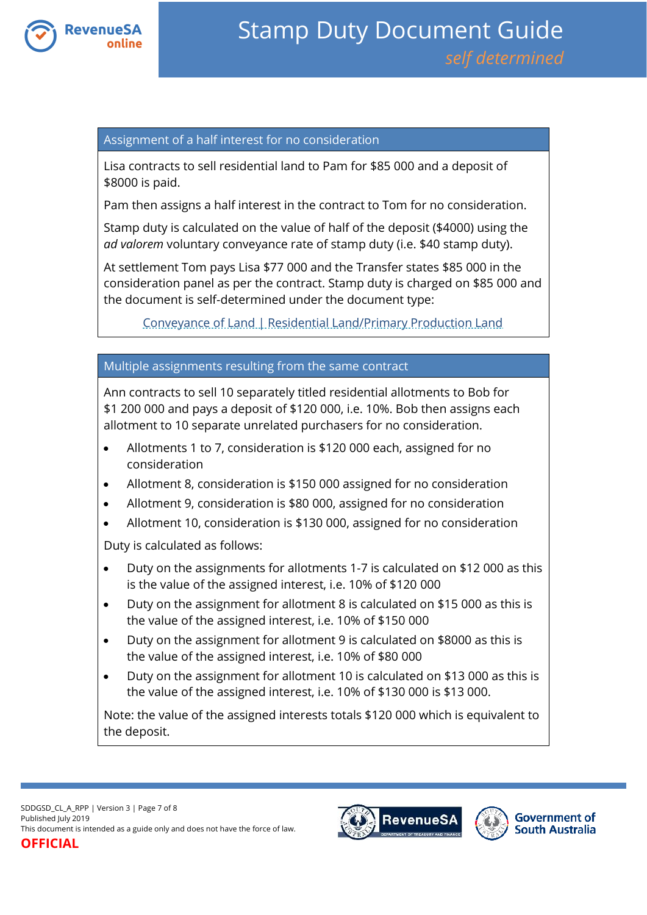### Assignment of a half interest for no consideration

Lisa contracts to sell residential land to Pam for $85 000 and a deposit of $8000 is paid.

Pam then assigns a half interest in the contract to Tom for no consideration.

Stamp duty is calculated on the value of half of the deposit ($4000) using the *ad valorem* voluntary conveyance rate of stamp duty (i.e. $40 stamp duty).

At settlement Tom pays Lisa $77 000 and the Transfer states $85 000 in the consideration panel as per the contract. Stamp duty is charged on $85 000 and the document is self-determined under the document type:

Conveyance of Land | Residential Land/Primary Production Land

### Multiple assignments resulting from the same contract

Ann contracts to sell 10 separately titled residential allotments to Bob for $1 200 000 and pays a deposit of $120 000, i.e. 10%. Bob then assigns each allotment to 10 separate unrelated purchasers for no consideration.

- Allotments 1 to 7, consideration is $120 000 each, assigned for no consideration
- Allotment 8, consideration is $150 000 assigned for no consideration
- Allotment 9, consideration is $80 000, assigned for no consideration
- Allotment 10, consideration is $130 000, assigned for no consideration

Duty is calculated as follows:

- Duty on the assignments for allotments 1-7 is calculated on $12 000 as this is the value of the assigned interest, i.e. 10% of $120 000
- Duty on the assignment for allotment 8 is calculated on $15 000 as this is the value of the assigned interest, i.e. 10% of $150 000
- Duty on the assignment for allotment 9 is calculated on $8000 as this is the value of the assigned interest, i.e. 10% of $80 000
- Duty on the assignment for allotment 10 is calculated on $13 000 as this is the value of the assigned interest, i.e. 10% of $130 000 is $13 000.

Note: the value of the assigned interests totals $120 000 which is equivalent to the deposit.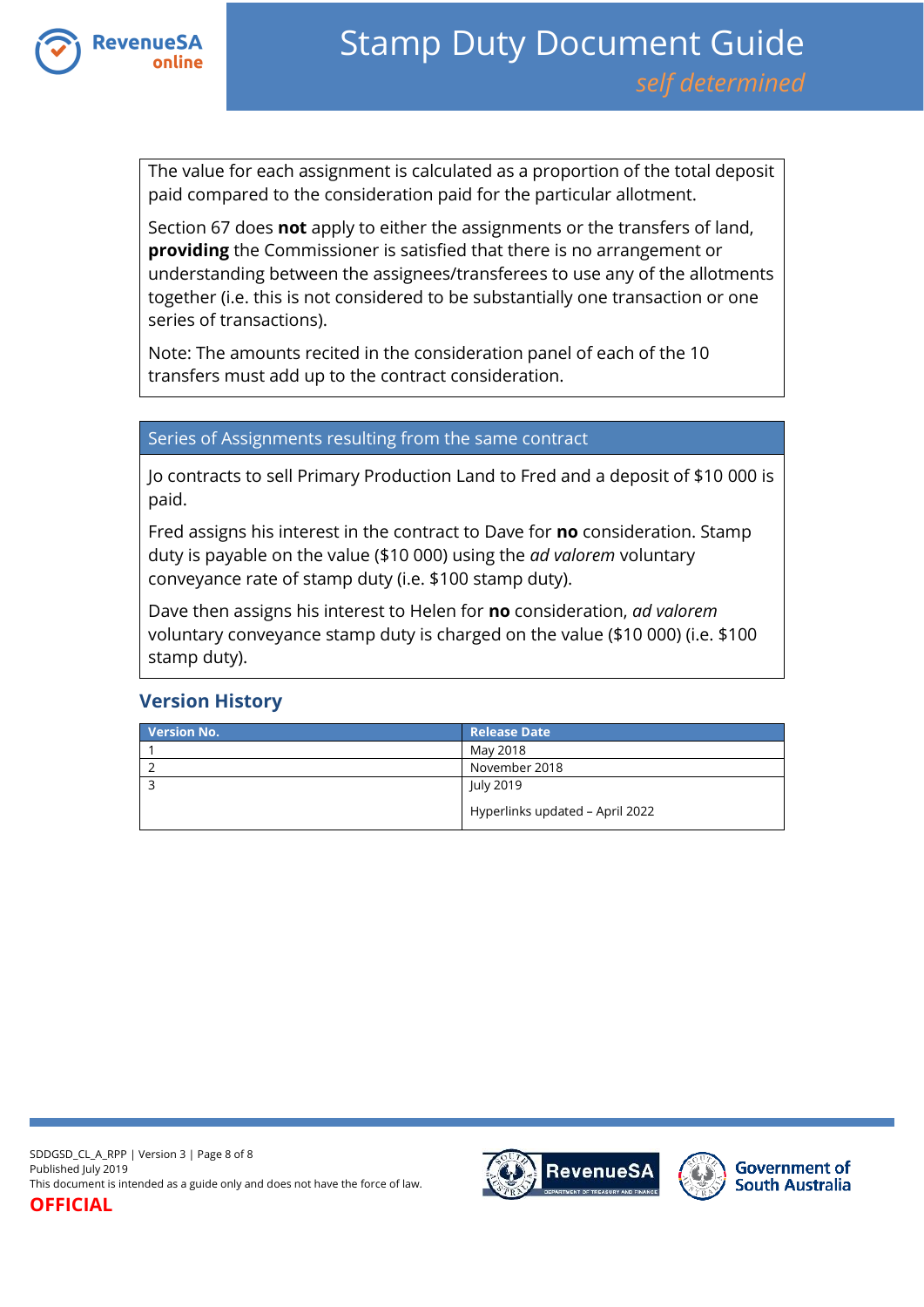The value for each assignment is calculated as a proportion of the total deposit paid compared to the consideration paid for the particular allotment.

Section 67 does **not** apply to either the assignments or the transfers of land, **providing** the Commissioner is satisfied that there is no arrangement or understanding between the assignees/transferees to use any of the allotments together (i.e. this is not considered to be substantially one transaction or one series of transactions).

Note: The amounts recited in the consideration panel of each of the 10 transfers must add up to the contract consideration.

### Series of Assignments resulting from the same contract

Jo contracts to sell Primary Production Land to Fred and a deposit of $10 000 is paid.

Fred assigns his interest in the contract to Dave for **no** consideration. Stamp duty is payable on the value ($10 000) using the *ad valorem* voluntary conveyance rate of stamp duty (i.e. $100 stamp duty).

Dave then assigns his interest to Helen for **no** consideration, *ad valorem* voluntary conveyance stamp duty is charged on the value ($10 000) (i.e. $100 stamp duty).

## Version History

| Version No. | Release Date |
|---|---|
| 1 | May 2018 |
| 2 | November 2018 |
| 3 | July 2019<br><br>Hyperlinks updated – April 2022 |

SDDGSD_CL_A_RPP | Version 3
Published July 2019
This document is intended as a guide only and does not have the force of law.
OFFICIAL